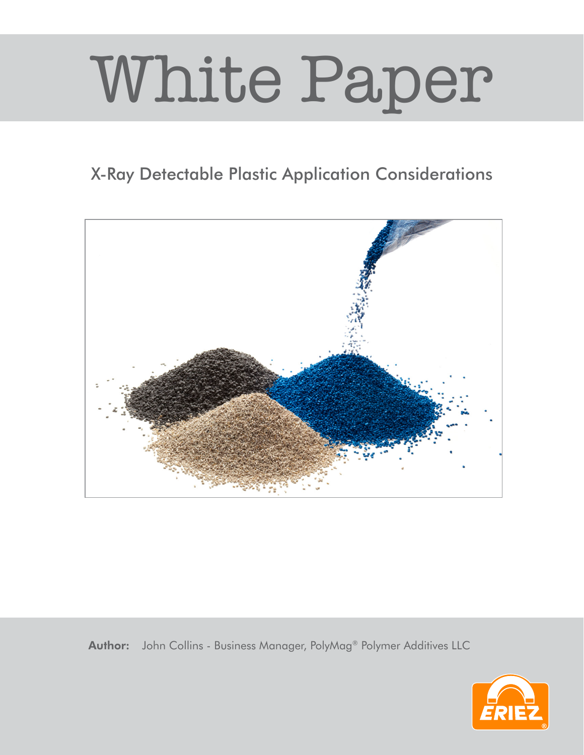# White Paper

## X-Ray Detectable Plastic Application Considerations

**Author:** John Collins - Business Manager, PolyMag® Polymer Additives LLC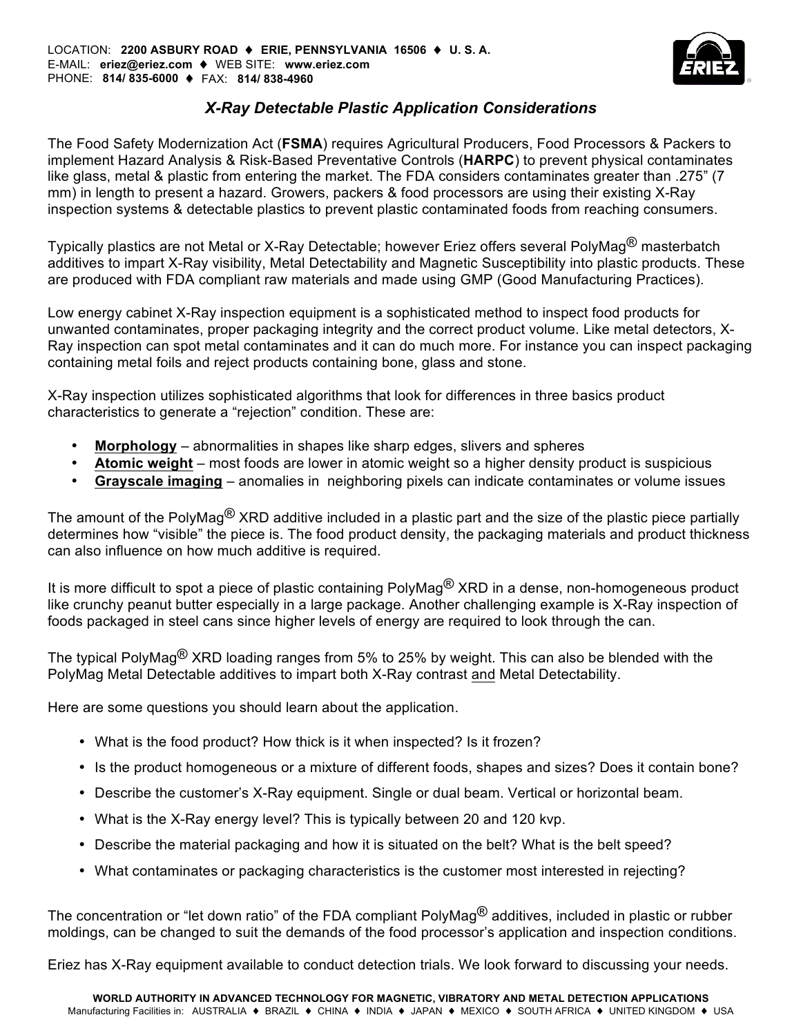## *X-Ray Detectable Plastic Application Considerations*

The Food Safety Modernization Act (**FSMA**) requires Agricultural Producers, Food Processors & Packers to implement Hazard Analysis & Risk-Based Preventative Controls (**HARPC**) to prevent physical contaminates like glass, metal & plastic from entering the market. The FDA considers contaminates greater than .275" (7 mm) in length to present a hazard. Growers, packers & food processors are using their existing X-Ray inspection systems & detectable plastics to prevent plastic contaminated foods from reaching consumers.

Typically plastics are not Metal or X-Ray Detectable; however Eriez offers several PolyMag® masterbatch additives to impart X-Ray visibility, Metal Detectability and Magnetic Susceptibility into plastic products. These are produced with FDA compliant raw materials and made using GMP (Good Manufacturing Practices).

Low energy cabinet X-Ray inspection equipment is a sophisticated method to inspect food products for unwanted contaminates, proper packaging integrity and the correct product volume. Like metal detectors, X-Ray inspection can spot metal contaminates and it can do much more. For instance you can inspect packaging containing metal foils and reject products containing bone, glass and stone.

X-Ray inspection utilizes sophisticated algorithms that look for differences in three basics product characteristics to generate a "rejection" condition. These are:

- **Morphology** – abnormalities in shapes like sharp edges, slivers and spheres
- **Atomic weight** – most foods are lower in atomic weight so a higher density product is suspicious
- **Grayscale imaging** – anomalies in neighboring pixels can indicate contaminates or volume issues

The amount of the PolyMag® XRD additive included in a plastic part and the size of the plastic piece partially determines how "visible" the piece is. The food product density, the packaging materials and product thickness can also influence on how much additive is required.

It is more difficult to spot a piece of plastic containing PolyMag® XRD in a dense, non-homogeneous product like crunchy peanut butter especially in a large package. Another challenging example is X-Ray inspection of foods packaged in steel cans since higher levels of energy are required to look through the can.

The typical PolyMag® XRD loading ranges from 5% to 25% by weight. This can also be blended with the PolyMag Metal Detectable additives to impart both X-Ray contrast and Metal Detectability.

Here are some questions you should learn about the application.

- What is the food product? How thick is it when inspected? Is it frozen?
- Is the product homogeneous or a mixture of different foods, shapes and sizes? Does it contain bone?
- Describe the customer's X-Ray equipment. Single or dual beam. Vertical or horizontal beam.
- What is the X-Ray energy level? This is typically between 20 and 120 kvp.
- Describe the material packaging and how it is situated on the belt? What is the belt speed?
- What contaminates or packaging characteristics is the customer most interested in rejecting?

The concentration or "let down ratio" of the FDA compliant PolyMag® additives, included in plastic or rubber moldings, can be changed to suit the demands of the food processor's application and inspection conditions.

Eriez has X-Ray equipment available to conduct detection trials. We look forward to discussing your needs.